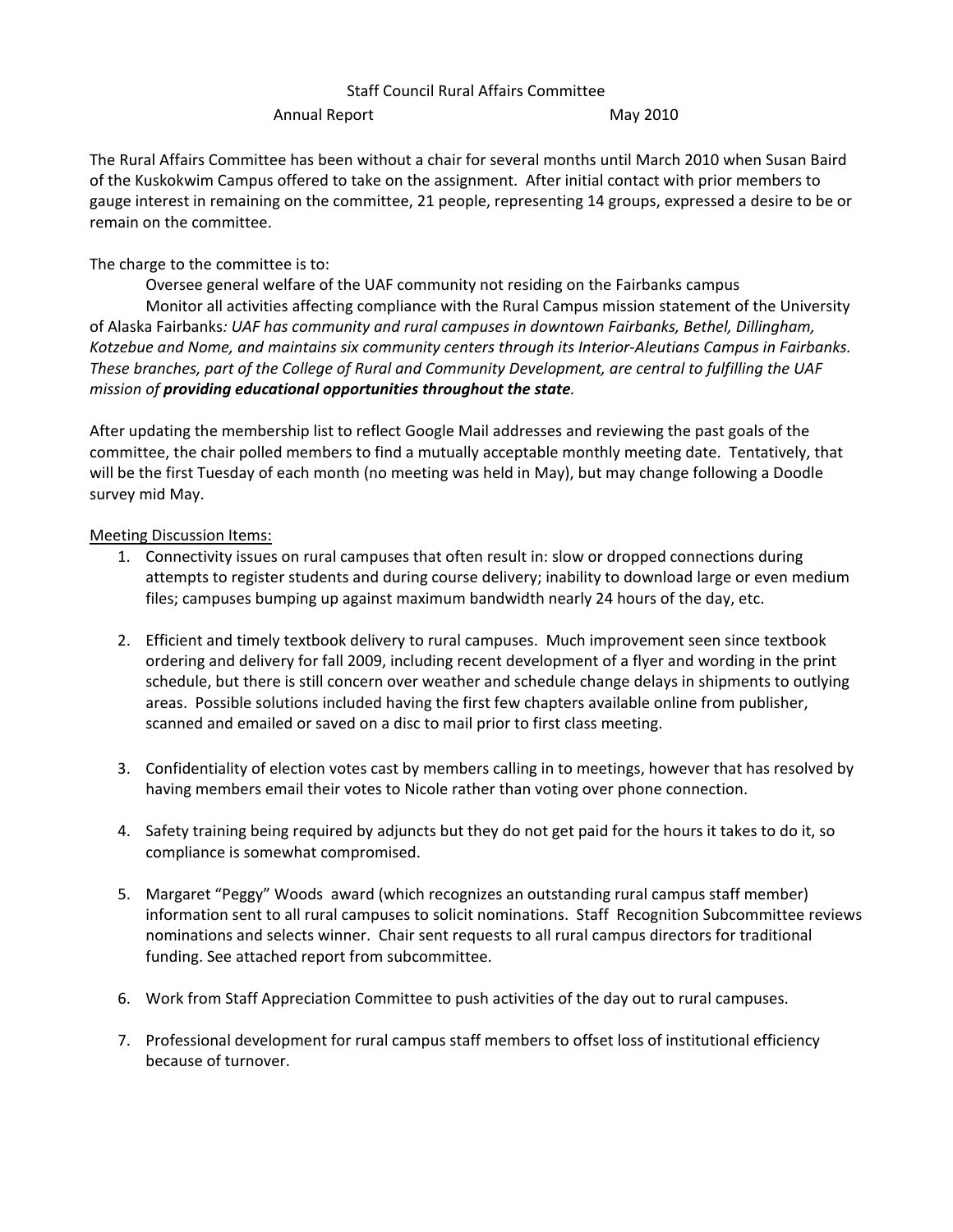# Staff Council Rural Affairs Committee

Annual Report May 2010

The Rural Affairs Committee has been without a chair for several months until March 2010 when Susan Baird of the Kuskokwim Campus offered to take on the assignment. After initial contact with prior members to gauge interest in remaining on the committee, 21 people, representing 14 groups, expressed a desire to be or remain on the committee.

The charge to the committee is to:

Oversee general welfare of the UAF community not residing on the Fairbanks campus

Monitor all activities affecting compliance with the Rural Campus mission statement of the University of Alaska Fairbanks*: UAF has community and rural campuses in downtown Fairbanks, Bethel, Dillingham, Kotzebue and Nome, and maintains six community centers through its Interior-Aleutians Campus in Fairbanks. These branches, part of the College of Rural and Community Development, are central to fulfilling the UAF mission of* ***providing educational opportunities throughout the state****.*

After updating the membership list to reflect Google Mail addresses and reviewing the past goals of the committee, the chair polled members to find a mutually acceptable monthly meeting date. Tentatively, that will be the first Tuesday of each month (no meeting was held in May), but may change following a Doodle survey mid May.

Meeting Discussion Items:

1. Connectivity issues on rural campuses that often result in: slow or dropped connections during attempts to register students and during course delivery; inability to download large or even medium files; campuses bumping up against maximum bandwidth nearly 24 hours of the day, etc.

2. Efficient and timely textbook delivery to rural campuses. Much improvement seen since textbook ordering and delivery for fall 2009, including recent development of a flyer and wording in the print schedule, but there is still concern over weather and schedule change delays in shipments to outlying areas. Possible solutions included having the first few chapters available online from publisher, scanned and emailed or saved on a disc to mail prior to first class meeting.

3. Confidentiality of election votes cast by members calling in to meetings, however that has resolved by having members email their votes to Nicole rather than voting over phone connection.

4. Safety training being required by adjuncts but they do not get paid for the hours it takes to do it, so compliance is somewhat compromised.

5. Margaret "Peggy" Woods award (which recognizes an outstanding rural campus staff member) information sent to all rural campuses to solicit nominations. Staff Recognition Subcommittee reviews nominations and selects winner. Chair sent requests to all rural campus directors for traditional funding. See attached report from subcommittee.

6. Work from Staff Appreciation Committee to push activities of the day out to rural campuses.

7. Professional development for rural campus staff members to offset loss of institutional efficiency because of turnover.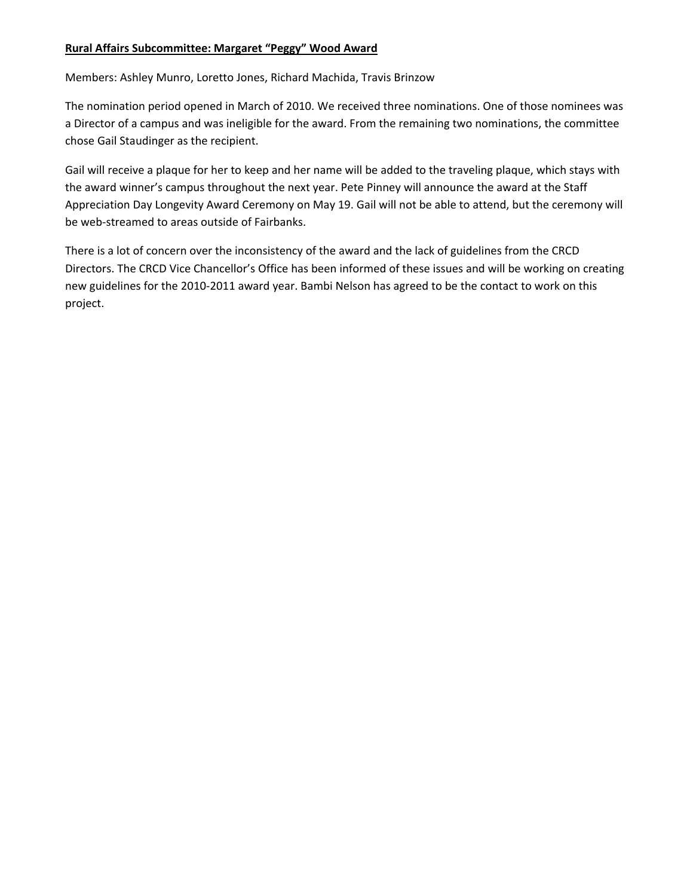**Rural Affairs Subcommittee: Margaret "Peggy" Wood Award**

Members: Ashley Munro, Loretto Jones, Richard Machida, Travis Brinzow

The nomination period opened in March of 2010. We received three nominations. One of those nominees was a Director of a campus and was ineligible for the award. From the remaining two nominations, the committee chose Gail Staudinger as the recipient.

Gail will receive a plaque for her to keep and her name will be added to the traveling plaque, which stays with the award winner's campus throughout the next year. Pete Pinney will announce the award at the Staff Appreciation Day Longevity Award Ceremony on May 19. Gail will not be able to attend, but the ceremony will be web-streamed to areas outside of Fairbanks.

There is a lot of concern over the inconsistency of the award and the lack of guidelines from the CRCD Directors. The CRCD Vice Chancellor's Office has been informed of these issues and will be working on creating new guidelines for the 2010-2011 award year. Bambi Nelson has agreed to be the contact to work on this project.